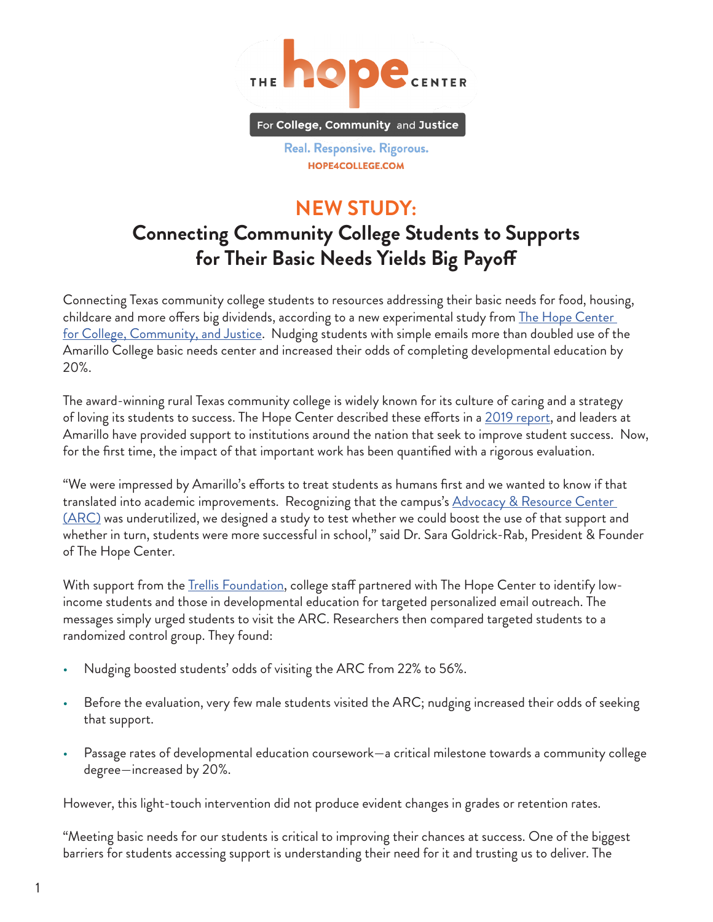THE hope CENTER

For College, Community and Justice

Real. Responsive. Rigorous.

HOPE4COLLEGE.COM

# NEW STUDY:

## Connecting Community College Students to Supports for Their Basic Needs Yields Big Payoff

Connecting Texas community college students to resources addressing their basic needs for food, housing, childcare and more offers big dividends, according to a new experimental study from The Hope Center for College, Community, and Justice. Nudging students with simple emails more than doubled use of the Amarillo College basic needs center and increased their odds of completing developmental education by 20%.

The award-winning rural Texas community college is widely known for its culture of caring and a strategy of loving its students to success. The Hope Center described these efforts in a 2019 report, and leaders at Amarillo have provided support to institutions around the nation that seek to improve student success. Now, for the first time, the impact of that important work has been quantified with a rigorous evaluation.

"We were impressed by Amarillo's efforts to treat students as humans first and we wanted to know if that translated into academic improvements. Recognizing that the campus's Advocacy & Resource Center (ARC) was underutilized, we designed a study to test whether we could boost the use of that support and whether in turn, students were more successful in school," said Dr. Sara Goldrick-Rab, President & Founder of The Hope Center.

With support from the Trellis Foundation, college staff partnered with The Hope Center to identify low-income students and those in developmental education for targeted personalized email outreach. The messages simply urged students to visit the ARC. Researchers then compared targeted students to a randomized control group. They found:

- Nudging boosted students' odds of visiting the ARC from 22% to 56%.
- Before the evaluation, very few male students visited the ARC; nudging increased their odds of seeking that support.
- Passage rates of developmental education coursework—a critical milestone towards a community college degree—increased by 20%.

However, this light-touch intervention did not produce evident changes in grades or retention rates.

"Meeting basic needs for our students is critical to improving their chances at success. One of the biggest barriers for students accessing support is understanding their need for it and trusting us to deliver. The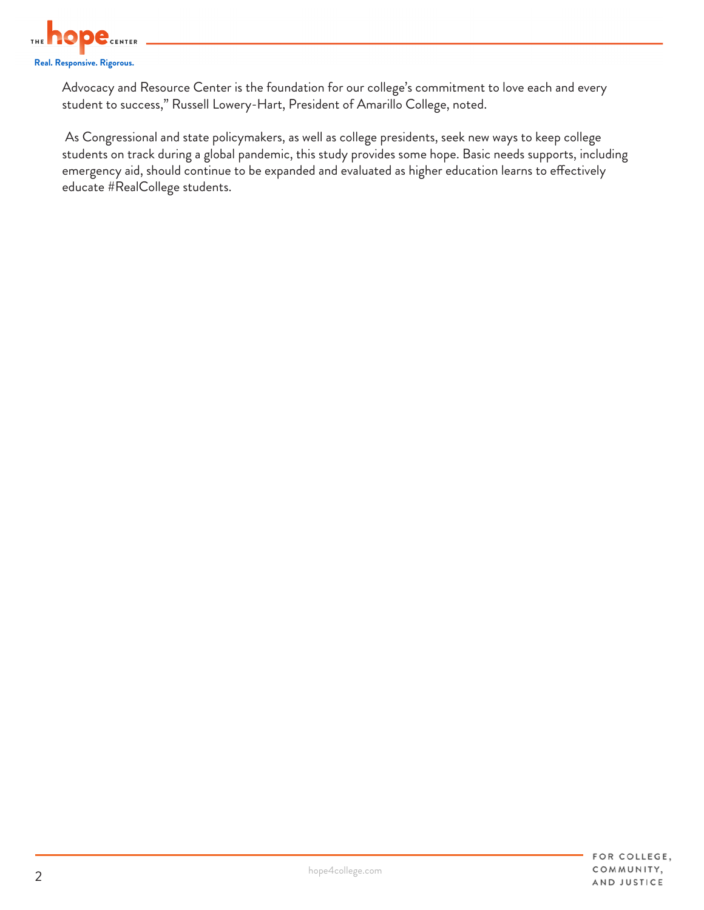Advocacy and Resource Center is the foundation for our college's commitment to love each and every student to success," Russell Lowery-Hart, President of Amarillo College, noted.

As Congressional and state policymakers, as well as college presidents, seek new ways to keep college students on track during a global pandemic, this study provides some hope. Basic needs supports, including emergency aid, should continue to be expanded and evaluated as higher education learns to effectively educate #RealCollege students.